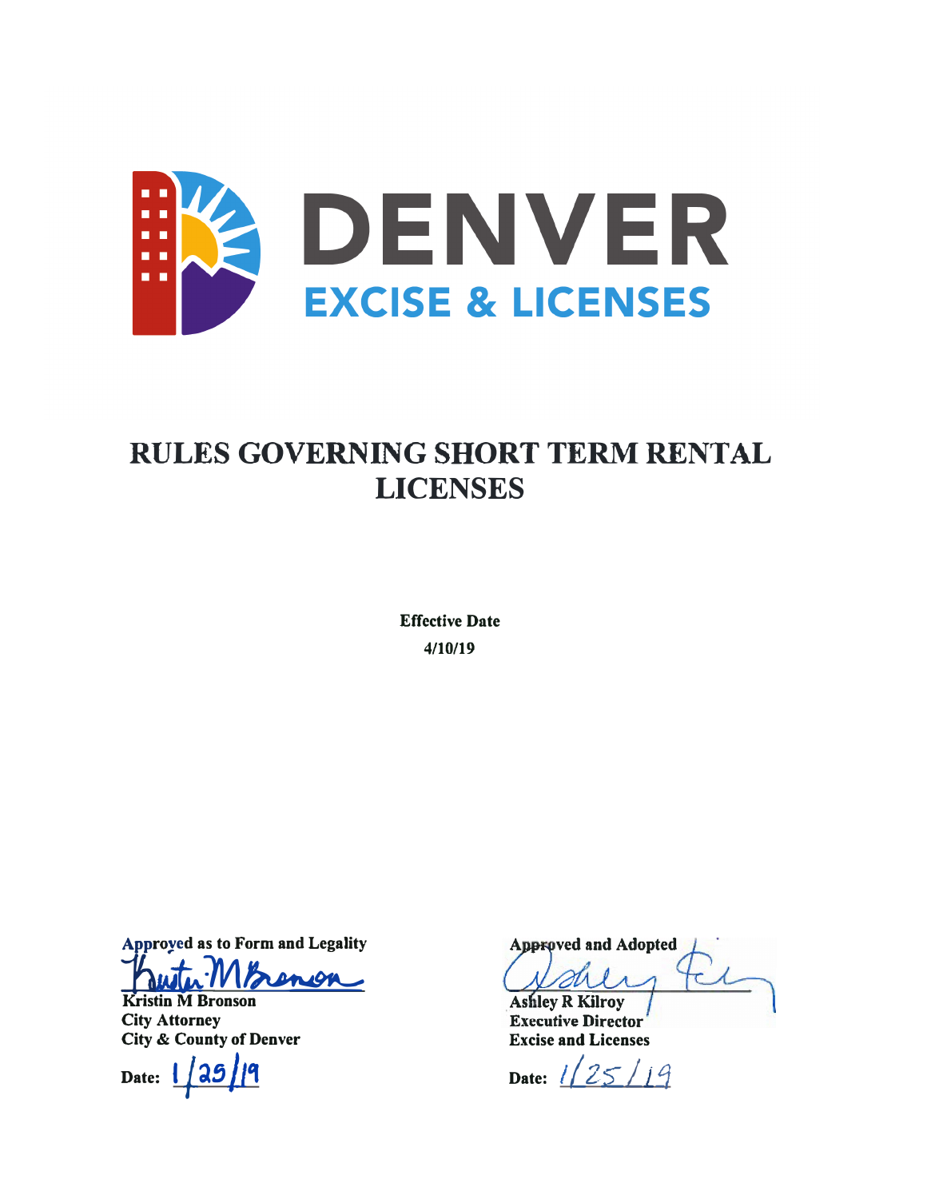DENVER
EXCISE & LICENSES

# RULES GOVERNING SHORT TERM RENTAL LICENSES

**Effective Date**
**4/10/19**

**Approved as to Form and Legality**

**Kristin M Bronson**
**City Attorney**
**City & County of Denver**

**Date:** 1/25/19

**Approved and Adopted**

**Ashley R Kilroy**
**Executive Director**
**Excise and Licenses**

**Date:** 1/25/19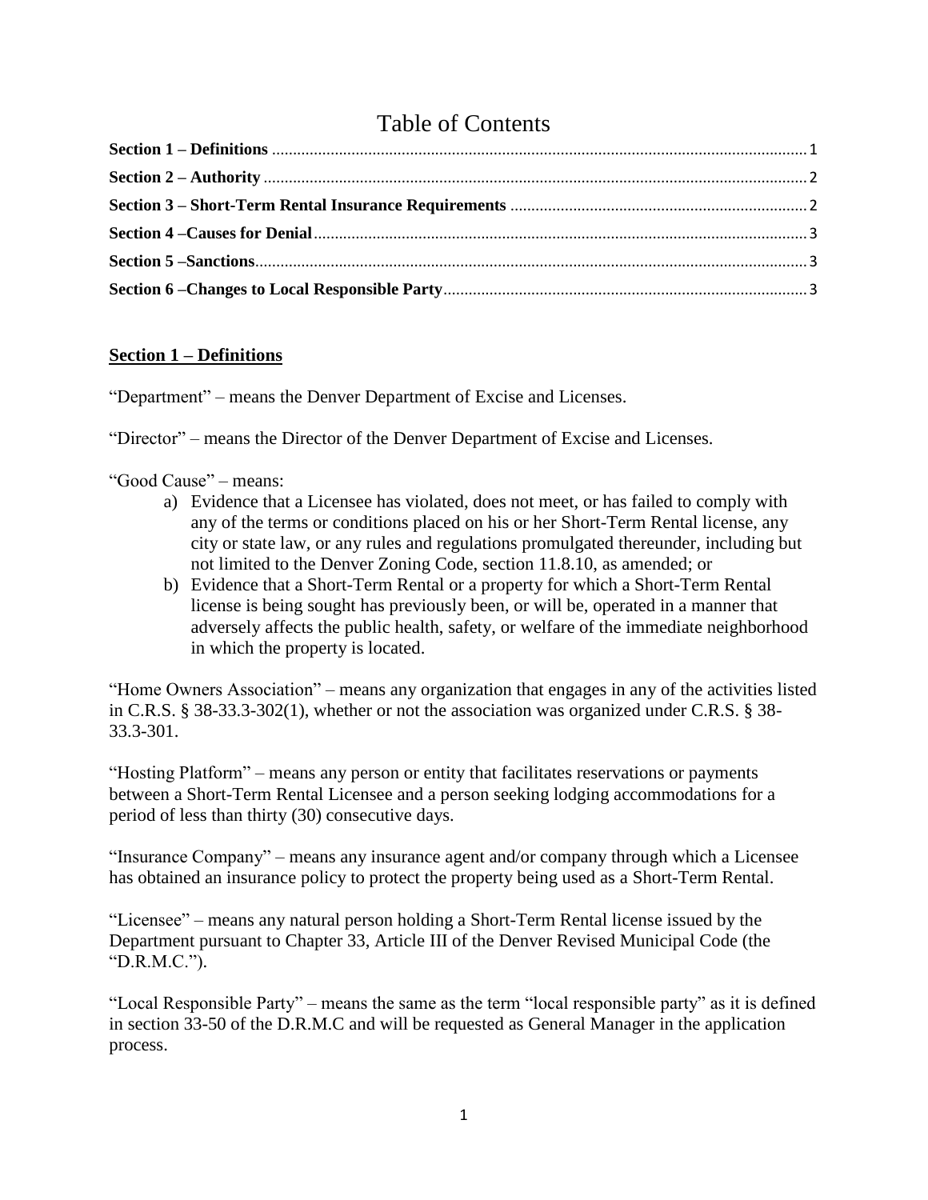# Table of Contents

**Section 1 – Definitions** ........ 1

**Section 2 – Authority** ........ 2

**Section 3 – Short-Term Rental Insurance Requirements** ........ 2

**Section 4 –Causes for Denial** ........ 3

**Section 5 –Sanctions** ........ 3

**Section 6 –Changes to Local Responsible Party** ........ 3

## <u>Section 1 – Definitions</u>

"Department" – means the Denver Department of Excise and Licenses.

"Director" – means the Director of the Denver Department of Excise and Licenses.

"Good Cause" – means:

a) Evidence that a Licensee has violated, does not meet, or has failed to comply with any of the terms or conditions placed on his or her Short-Term Rental license, any city or state law, or any rules and regulations promulgated thereunder, including but not limited to the Denver Zoning Code, section 11.8.10, as amended; or

b) Evidence that a Short-Term Rental or a property for which a Short-Term Rental license is being sought has previously been, or will be, operated in a manner that adversely affects the public health, safety, or welfare of the immediate neighborhood in which the property is located.

"Home Owners Association" – means any organization that engages in any of the activities listed in C.R.S. § 38-33.3-302(1), whether or not the association was organized under C.R.S. § 38-33.3-301.

"Hosting Platform" – means any person or entity that facilitates reservations or payments between a Short-Term Rental Licensee and a person seeking lodging accommodations for a period of less than thirty (30) consecutive days.

"Insurance Company" – means any insurance agent and/or company through which a Licensee has obtained an insurance policy to protect the property being used as a Short-Term Rental.

"Licensee" – means any natural person holding a Short-Term Rental license issued by the Department pursuant to Chapter 33, Article III of the Denver Revised Municipal Code (the "D.R.M.C.").

"Local Responsible Party" – means the same as the term "local responsible party" as it is defined in section 33-50 of the D.R.M.C and will be requested as General Manager in the application process.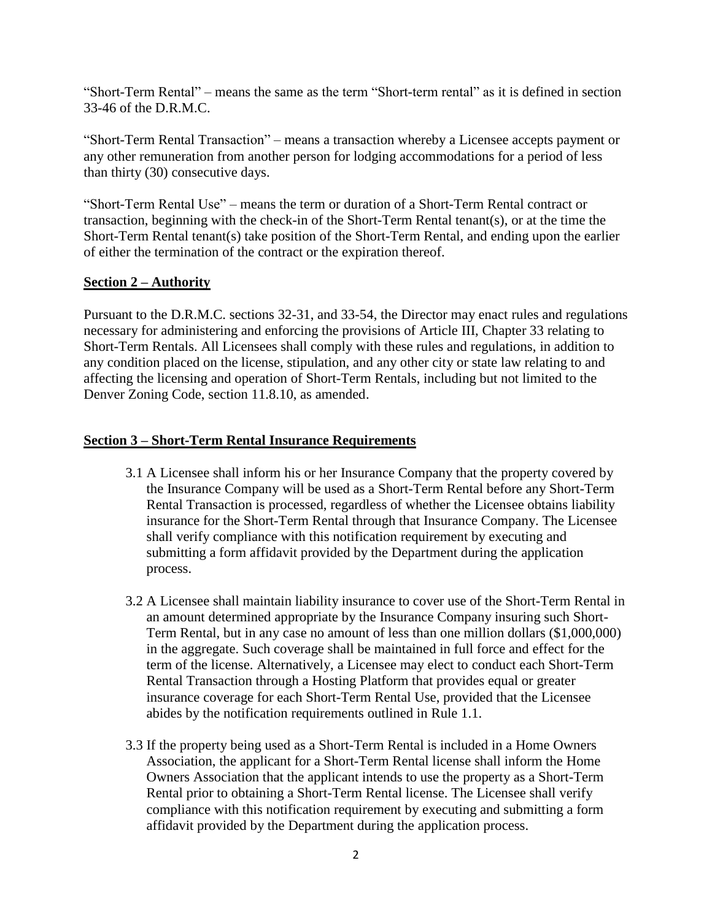"Short-Term Rental" – means the same as the term "Short-term rental" as it is defined in section 33-46 of the D.R.M.C.

"Short-Term Rental Transaction" – means a transaction whereby a Licensee accepts payment or any other remuneration from another person for lodging accommodations for a period of less than thirty (30) consecutive days.

"Short-Term Rental Use" – means the term or duration of a Short-Term Rental contract or transaction, beginning with the check-in of the Short-Term Rental tenant(s), or at the time the Short-Term Rental tenant(s) take position of the Short-Term Rental, and ending upon the earlier of either the termination of the contract or the expiration thereof.

## **Section 2 – Authority**

Pursuant to the D.R.M.C. sections 32-31, and 33-54, the Director may enact rules and regulations necessary for administering and enforcing the provisions of Article III, Chapter 33 relating to Short-Term Rentals. All Licensees shall comply with these rules and regulations, in addition to any condition placed on the license, stipulation, and any other city or state law relating to and affecting the licensing and operation of Short-Term Rentals, including but not limited to the Denver Zoning Code, section 11.8.10, as amended.

## **Section 3 – Short-Term Rental Insurance Requirements**

3.1 A Licensee shall inform his or her Insurance Company that the property covered by the Insurance Company will be used as a Short-Term Rental before any Short-Term Rental Transaction is processed, regardless of whether the Licensee obtains liability insurance for the Short-Term Rental through that Insurance Company. The Licensee shall verify compliance with this notification requirement by executing and submitting a form affidavit provided by the Department during the application process.

3.2 A Licensee shall maintain liability insurance to cover use of the Short-Term Rental in an amount determined appropriate by the Insurance Company insuring such Short-Term Rental, but in any case no amount of less than one million dollars ($1,000,000) in the aggregate. Such coverage shall be maintained in full force and effect for the term of the license. Alternatively, a Licensee may elect to conduct each Short-Term Rental Transaction through a Hosting Platform that provides equal or greater insurance coverage for each Short-Term Rental Use, provided that the Licensee abides by the notification requirements outlined in Rule 1.1.

3.3 If the property being used as a Short-Term Rental is included in a Home Owners Association, the applicant for a Short-Term Rental license shall inform the Home Owners Association that the applicant intends to use the property as a Short-Term Rental prior to obtaining a Short-Term Rental license. The Licensee shall verify compliance with this notification requirement by executing and submitting a form affidavit provided by the Department during the application process.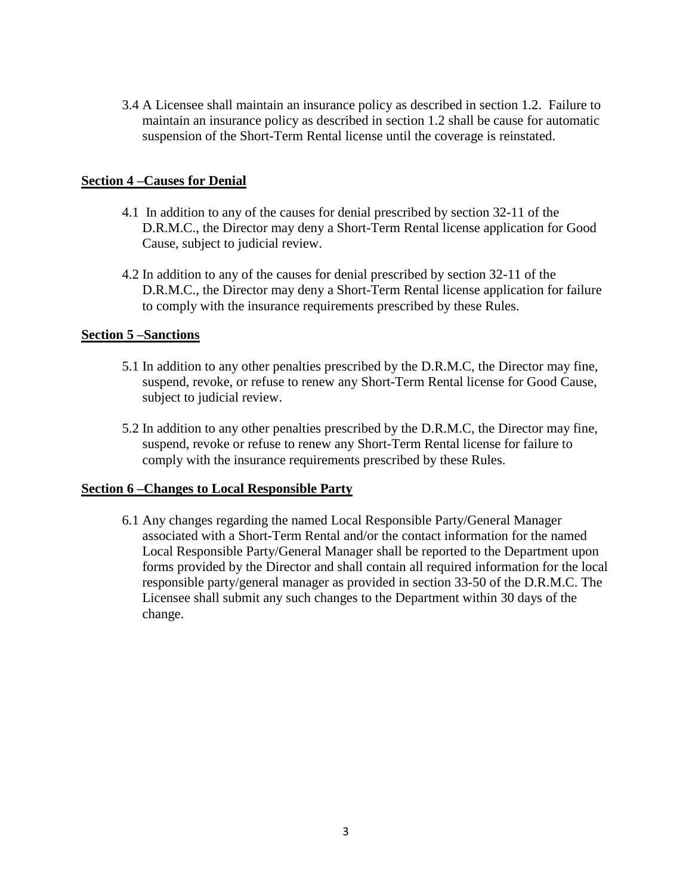3.4 A Licensee shall maintain an insurance policy as described in section 1.2. Failure to maintain an insurance policy as described in section 1.2 shall be cause for automatic suspension of the Short-Term Rental license until the coverage is reinstated.

## **Section 4 –Causes for Denial**

4.1 In addition to any of the causes for denial prescribed by section 32-11 of the D.R.M.C., the Director may deny a Short-Term Rental license application for Good Cause, subject to judicial review.

4.2 In addition to any of the causes for denial prescribed by section 32-11 of the D.R.M.C., the Director may deny a Short-Term Rental license application for failure to comply with the insurance requirements prescribed by these Rules.

## **Section 5 –Sanctions**

5.1 In addition to any other penalties prescribed by the D.R.M.C, the Director may fine, suspend, revoke, or refuse to renew any Short-Term Rental license for Good Cause, subject to judicial review.

5.2 In addition to any other penalties prescribed by the D.R.M.C, the Director may fine, suspend, revoke or refuse to renew any Short-Term Rental license for failure to comply with the insurance requirements prescribed by these Rules.

## **Section 6 –Changes to Local Responsible Party**

6.1 Any changes regarding the named Local Responsible Party/General Manager associated with a Short-Term Rental and/or the contact information for the named Local Responsible Party/General Manager shall be reported to the Department upon forms provided by the Director and shall contain all required information for the local responsible party/general manager as provided in section 33-50 of the D.R.M.C. The Licensee shall submit any such changes to the Department within 30 days of the change.